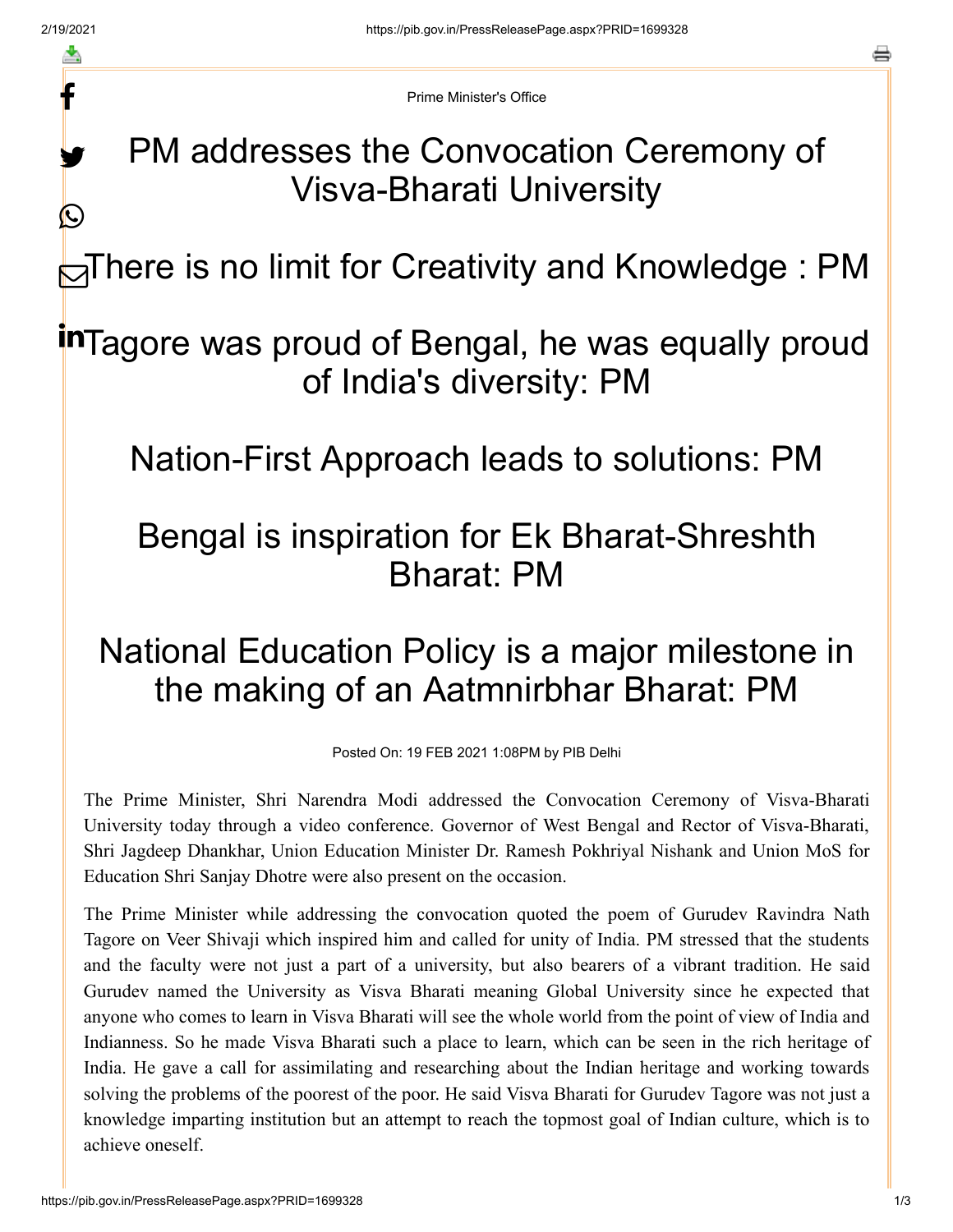Prime Minister's Office

# PM addresses the Convocation Ceremony of Visva-Bharati University

## There is no limit for Creativity and Knowledge : PM

## Tagore was proud of Bengal, he was equally proud of India's diversity: PM

## Nation-First Approach leads to solutions: PM

## Bengal is inspiration for Ek Bharat-Shreshth Bharat: PM

## National Education Policy is a major milestone in the making of an Aatmnirbhar Bharat: PM

Posted On: 19 FEB 2021 1:08PM by PIB Delhi

The Prime Minister, Shri Narendra Modi addressed the Convocation Ceremony of Visva-Bharati University today through a video conference. Governor of West Bengal and Rector of Visva-Bharati, Shri Jagdeep Dhankhar, Union Education Minister Dr. Ramesh Pokhriyal Nishank and Union MoS for Education Shri Sanjay Dhotre were also present on the occasion.

The Prime Minister while addressing the convocation quoted the poem of Gurudev Ravindra Nath Tagore on Veer Shivaji which inspired him and called for unity of India. PM stressed that the students and the faculty were not just a part of a university, but also bearers of a vibrant tradition. He said Gurudev named the University as Visva Bharati meaning Global University since he expected that anyone who comes to learn in Visva Bharati will see the whole world from the point of view of India and Indianness. So he made Visva Bharati such a place to learn, which can be seen in the rich heritage of India. He gave a call for assimilating and researching about the Indian heritage and working towards solving the problems of the poorest of the poor. He said Visva Bharati for Gurudev Tagore was not just a knowledge imparting institution but an attempt to reach the topmost goal of Indian culture, which is to achieve oneself.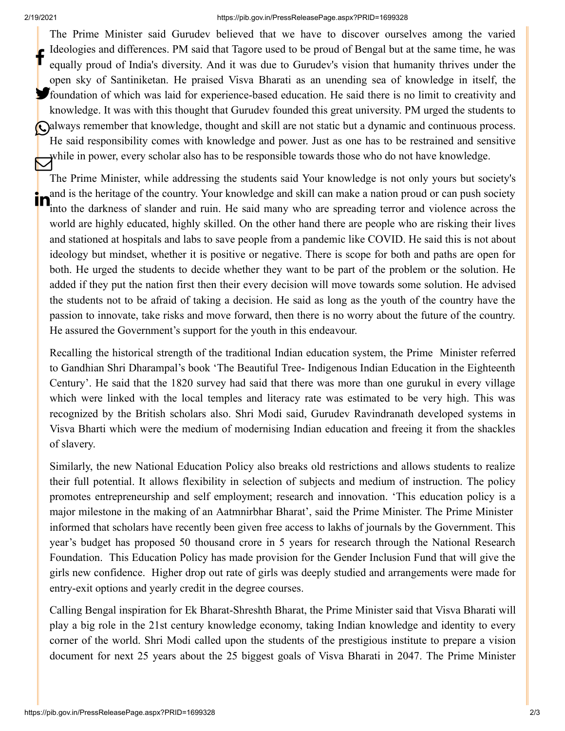The Prime Minister said Gurudev believed that we have to discover ourselves among the varied Ideologies and differences. PM said that Tagore used to be proud of Bengal but at the same time, he was equally proud of India's diversity. And it was due to Gurudev's vision that humanity thrives under the open sky of Santiniketan. He praised Visva Bharati as an unending sea of knowledge in itself, the foundation of which was laid for experience-based education. He said there is no limit to creativity and knowledge. It was with this thought that Gurudev founded this great university. PM urged the students to always remember that knowledge, thought and skill are not static but a dynamic and continuous process. He said responsibility comes with knowledge and power. Just as one has to be restrained and sensitive while in power, every scholar also has to be responsible towards those who do not have knowledge.

The Prime Minister, while addressing the students said Your knowledge is not only yours but society's and is the heritage of the country. Your knowledge and skill can make a nation proud or can push society into the darkness of slander and ruin. He said many who are spreading terror and violence across the world are highly educated, highly skilled. On the other hand there are people who are risking their lives and stationed at hospitals and labs to save people from a pandemic like COVID. He said this is not about ideology but mindset, whether it is positive or negative. There is scope for both and paths are open for both. He urged the students to decide whether they want to be part of the problem or the solution. He added if they put the nation first then their every decision will move towards some solution. He advised the students not to be afraid of taking a decision. He said as long as the youth of the country have the passion to innovate, take risks and move forward, then there is no worry about the future of the country. He assured the Government's support for the youth in this endeavour.

Recalling the historical strength of the traditional Indian education system, the Prime Minister referred to Gandhian Shri Dharampal's book 'The Beautiful Tree- Indigenous Indian Education in the Eighteenth Century'. He said that the 1820 survey had said that there was more than one gurukul in every village which were linked with the local temples and literacy rate was estimated to be very high. This was recognized by the British scholars also. Shri Modi said, Gurudev Ravindranath developed systems in Visva Bharti which were the medium of modernising Indian education and freeing it from the shackles of slavery.

Similarly, the new National Education Policy also breaks old restrictions and allows students to realize their full potential. It allows flexibility in selection of subjects and medium of instruction. The policy promotes entrepreneurship and self employment; research and innovation. 'This education policy is a major milestone in the making of an Aatmnirbhar Bharat', said the Prime Minister. The Prime Minister informed that scholars have recently been given free access to lakhs of journals by the Government. This year's budget has proposed 50 thousand crore in 5 years for research through the National Research Foundation. This Education Policy has made provision for the Gender Inclusion Fund that will give the girls new confidence. Higher drop out rate of girls was deeply studied and arrangements were made for entry-exit options and yearly credit in the degree courses.

Calling Bengal inspiration for Ek Bharat-Shreshth Bharat, the Prime Minister said that Visva Bharati will play a big role in the 21st century knowledge economy, taking Indian knowledge and identity to every corner of the world. Shri Modi called upon the students of the prestigious institute to prepare a vision document for next 25 years about the 25 biggest goals of Visva Bharati in 2047. The Prime Minister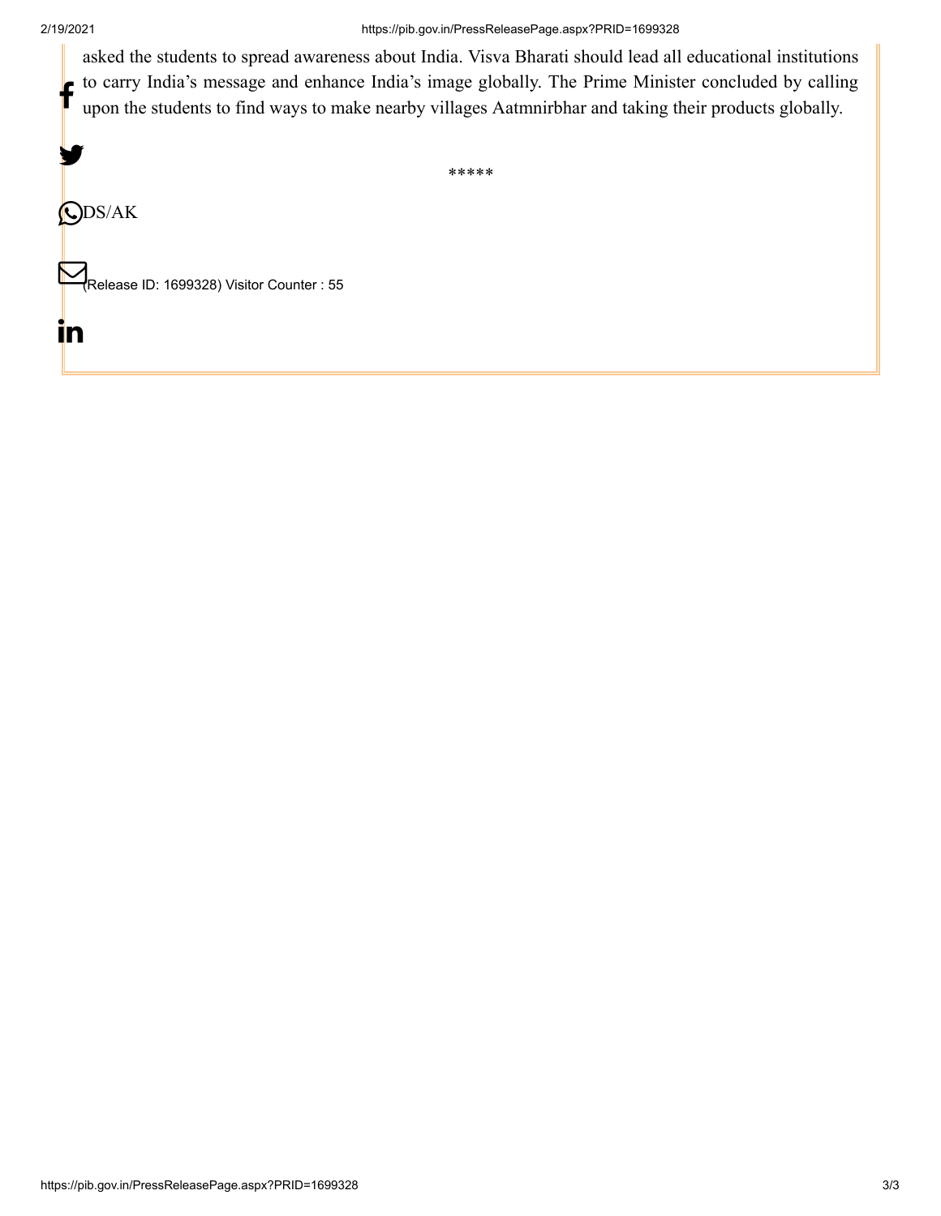asked the students to spread awareness about India. Visva Bharati should lead all educational institutions to carry India's message and enhance India's image globally. The Prime Minister concluded by calling upon the students to find ways to make nearby villages Aatmnirbhar and taking their products globally.

*****

DS/AK

(Release ID: 1699328) Visitor Counter : 55